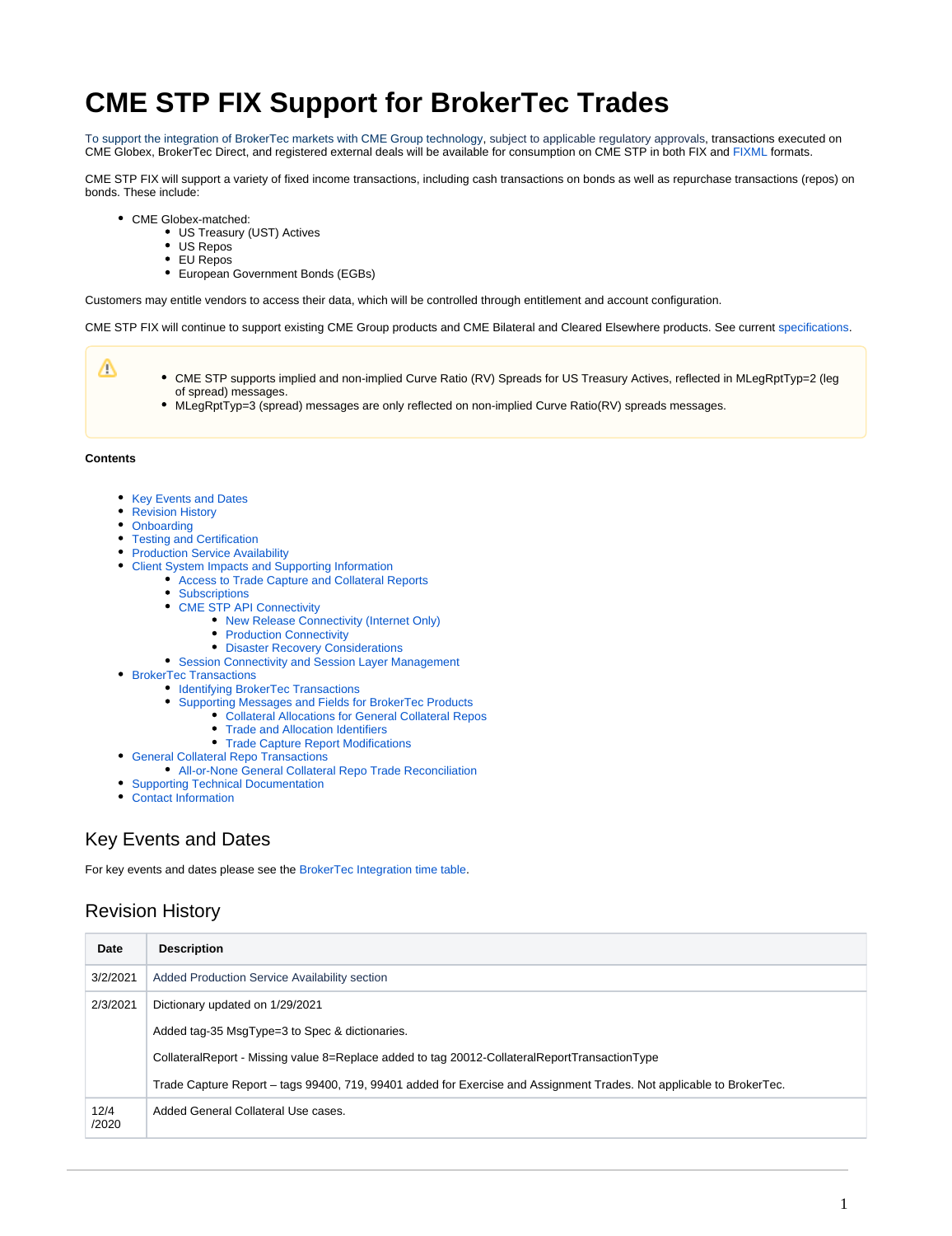# CME STP FIX Support for BrokerTec Trades

To support the integration of BrokerTec markets with CME Group technology, subject to applicable regulatory approvals, transactions executed on CME Globex, BrokerTec Direct, and registered external deals will be available for consumption on CME STP in both FIX and FIXML formats.

CME STP FIX will support a variety of fixed income transactions, including cash transactions on bonds as well as repurchase transactions (repos) on bonds. These include:

- CME Globex-matched:
  - US Treasury (UST) Actives
  - US Repos
  - EU Repos
  - European Government Bonds (EGBs)

Customers may entitle vendors to access their data, which will be controlled through entitlement and account configuration.

CME STP FIX will continue to support existing CME Group products and CME Bilateral and Cleared Elsewhere products. See current specifications.

> ⚠
> - CME STP supports implied and non-implied Curve Ratio (RV) Spreads for US Treasury Actives, reflected in MLegRptTyp=2 (leg of spread) messages.
> - MLegRptTyp=3 (spread) messages are only reflected on non-implied Curve Ratio(RV) spreads messages.

**Contents**

- Key Events and Dates
- Revision History
- Onboarding
- Testing and Certification
- Production Service Availability
- Client System Impacts and Supporting Information
  - Access to Trade Capture and Collateral Reports
  - Subscriptions
  - CME STP API Connectivity
    - New Release Connectivity (Internet Only)
    - Production Connectivity
    - Disaster Recovery Considerations
  - Session Connectivity and Session Layer Management
- BrokerTec Transactions
  - Identifying BrokerTec Transactions
  - Supporting Messages and Fields for BrokerTec Products
    - Collateral Allocations for General Collateral Repos
    - Trade and Allocation Identifiers
    - Trade Capture Report Modifications
- General Collateral Repo Transactions
  - All-or-None General Collateral Repo Trade Reconciliation
- Supporting Technical Documentation
- Contact Information

## Key Events and Dates

For key events and dates please see the BrokerTec Integration time table.

## Revision History

| Date | Description |
| --- | --- |
| 3/2/2021 | Added Production Service Availability section |
| 2/3/2021 | Dictionary updated on 1/29/2021<br><br>Added tag-35 MsgType=3 to Spec & dictionaries.<br><br>CollateralReport - Missing value 8=Replace added to tag 20012-CollateralReportTransactionType<br><br>Trade Capture Report – tags 99400, 719, 99401 added for Exercise and Assignment Trades. Not applicable to BrokerTec. |
| 12/4/2020 | Added General Collateral Use cases. |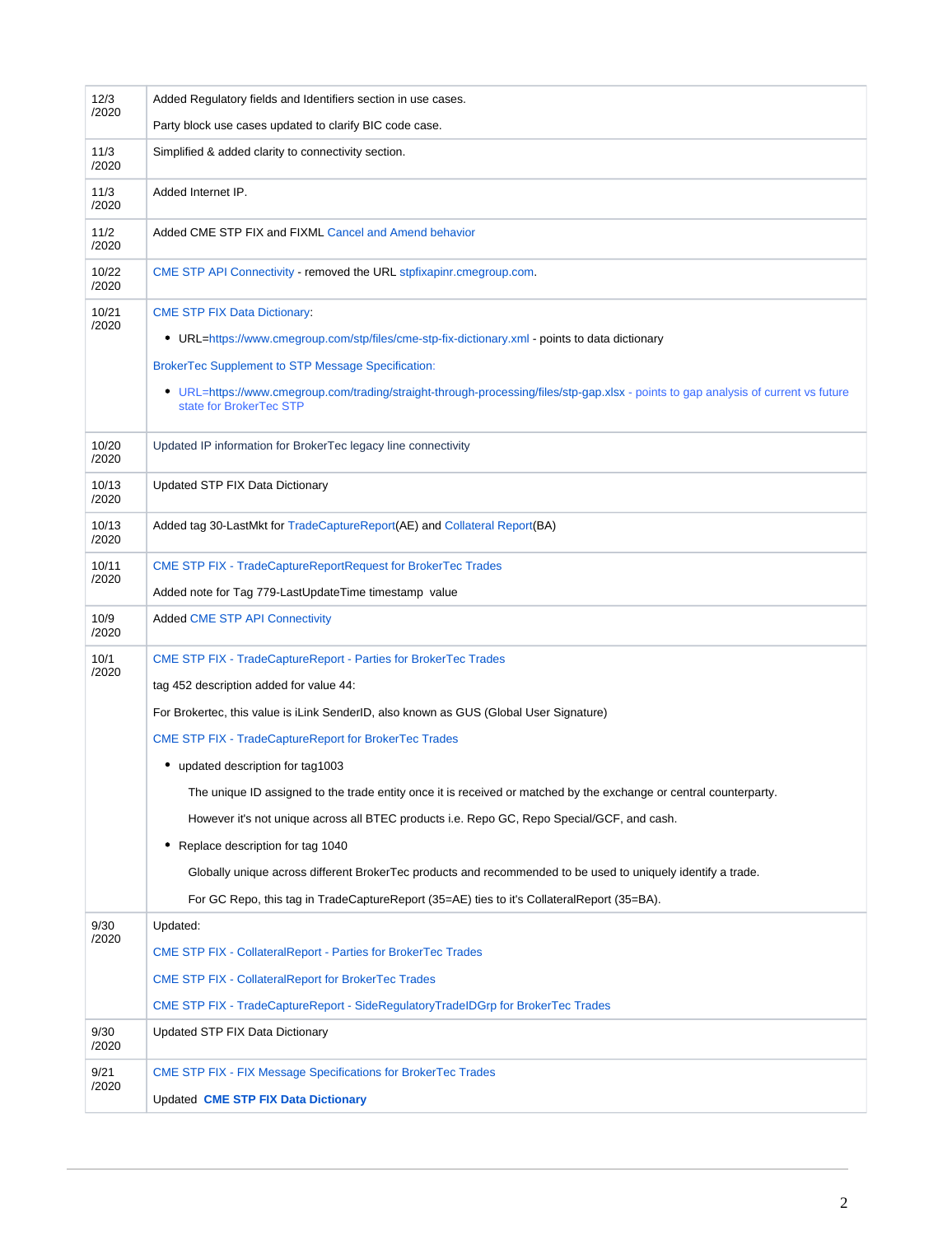| | |
|---|---|
| 12/3/2020 | Added Regulatory fields and Identifiers section in use cases.<br><br>Party block use cases updated to clarify BIC code case. |
| 11/3/2020 | Simplified & added clarity to connectivity section. |
| 11/3/2020 | Added Internet IP. |
| 11/2/2020 | Added CME STP FIX and FIXML Cancel and Amend behavior |
| 10/22/2020 | CME STP API Connectivity - removed the URL stpfixapinr.cmegroup.com. |
| 10/21/2020 | CME STP FIX Data Dictionary:<br><br>• URL=https://www.cmegroup.com/stp/files/cme-stp-fix-dictionary.xml - points to data dictionary<br><br>BrokerTec Supplement to STP Message Specification:<br><br>• URL=https://www.cmegroup.com/trading/straight-through-processing/files/stp-gap.xlsx - points to gap analysis of current vs future state for BrokerTec STP |
| 10/20/2020 | Updated IP information for BrokerTec legacy line connectivity |
| 10/13/2020 | Updated STP FIX Data Dictionary |
| 10/13/2020 | Added tag 30-LastMkt for TradeCaptureReport(AE) and Collateral Report(BA) |
| 10/11/2020 | CME STP FIX - TradeCaptureReportRequest for BrokerTec Trades<br><br>Added note for Tag 779-LastUpdateTime timestamp value |
| 10/9/2020 | Added CME STP API Connectivity |
| 10/1/2020 | CME STP FIX - TradeCaptureReport - Parties for BrokerTec Trades<br><br>tag 452 description added for value 44:<br><br>For Brokertec, this value is iLink SenderID, also known as GUS (Global User Signature)<br><br>CME STP FIX - TradeCaptureReport for BrokerTec Trades<br><br>• updated description for tag1003<br><br>The unique ID assigned to the trade entity once it is received or matched by the exchange or central counterparty.<br><br>However it's not unique across all BTEC products i.e. Repo GC, Repo Special/GCF, and cash.<br><br>• Replace description for tag 1040<br><br>Globally unique across different BrokerTec products and recommended to be used to uniquely identify a trade.<br><br>For GC Repo, this tag in TradeCaptureReport (35=AE) ties to it's CollateralReport (35=BA). |
| 9/30/2020 | Updated:<br><br>CME STP FIX - CollateralReport - Parties for BrokerTec Trades<br><br>CME STP FIX - CollateralReport for BrokerTec Trades<br><br>CME STP FIX - TradeCaptureReport - SideRegulatoryTradeIDGrp for BrokerTec Trades |
| 9/30/2020 | Updated STP FIX Data Dictionary |
| 9/21/2020 | CME STP FIX - FIX Message Specifications for BrokerTec Trades<br><br>Updated **CME STP FIX Data Dictionary** |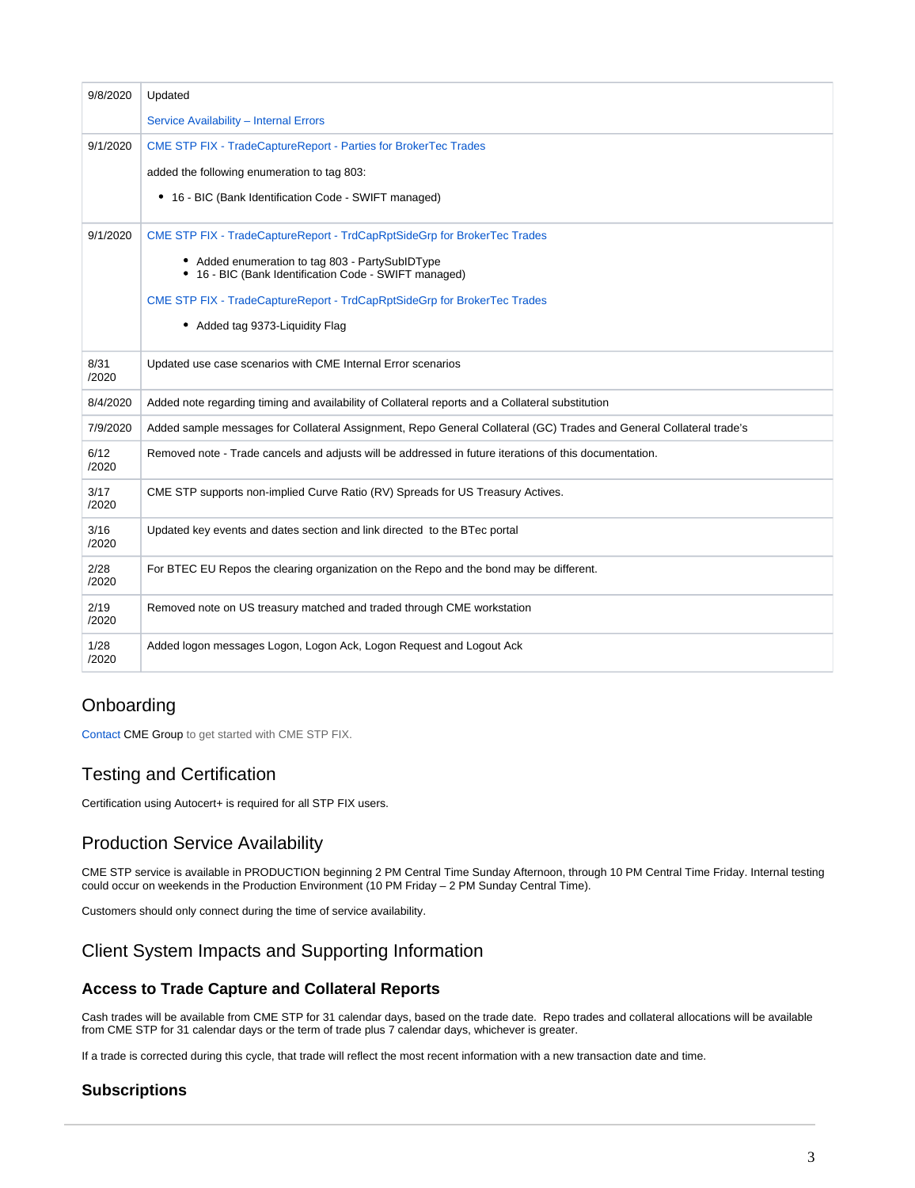| | |
|---|---|
| 9/8/2020 | Updated<br><br>Service Availability – Internal Errors |
| 9/1/2020 | CME STP FIX - TradeCaptureReport - Parties for BrokerTec Trades<br><br>added the following enumeration to tag 803:<br><br>• 16 - BIC (Bank Identification Code - SWIFT managed) |
| 9/1/2020 | CME STP FIX - TradeCaptureReport - TrdCapRptSideGrp for BrokerTec Trades<br><br>• Added enumeration to tag 803 - PartySubIDType<br>• 16 - BIC (Bank Identification Code - SWIFT managed)<br><br>CME STP FIX - TradeCaptureReport - TrdCapRptSideGrp for BrokerTec Trades<br><br>• Added tag 9373-Liquidity Flag |
| 8/31/2020 | Updated use case scenarios with CME Internal Error scenarios |
| 8/4/2020 | Added note regarding timing and availability of Collateral reports and a Collateral substitution |
| 7/9/2020 | Added sample messages for Collateral Assignment, Repo General Collateral (GC) Trades and General Collateral trade's |
| 6/12/2020 | Removed note - Trade cancels and adjusts will be addressed in future iterations of this documentation. |
| 3/17/2020 | CME STP supports non-implied Curve Ratio (RV) Spreads for US Treasury Actives. |
| 3/16/2020 | Updated key events and dates section and link directed to the BTec portal |
| 2/28/2020 | For BTEC EU Repos the clearing organization on the Repo and the bond may be different. |
| 2/19/2020 | Removed note on US treasury matched and traded through CME workstation |
| 1/28/2020 | Added logon messages Logon, Logon Ack, Logon Request and Logout Ack |

## Onboarding

Contact CME Group to get started with CME STP FIX.

## Testing and Certification

Certification using Autocert+ is required for all STP FIX users.

## Production Service Availability

CME STP service is available in PRODUCTION beginning 2 PM Central Time Sunday Afternoon, through 10 PM Central Time Friday. Internal testing could occur on weekends in the Production Environment (10 PM Friday – 2 PM Sunday Central Time).

Customers should only connect during the time of service availability.

## Client System Impacts and Supporting Information

### Access to Trade Capture and Collateral Reports

Cash trades will be available from CME STP for 31 calendar days, based on the trade date. Repo trades and collateral allocations will be available from CME STP for 31 calendar days or the term of trade plus 7 calendar days, whichever is greater.

If a trade is corrected during this cycle, that trade will reflect the most recent information with a new transaction date and time.

### Subscriptions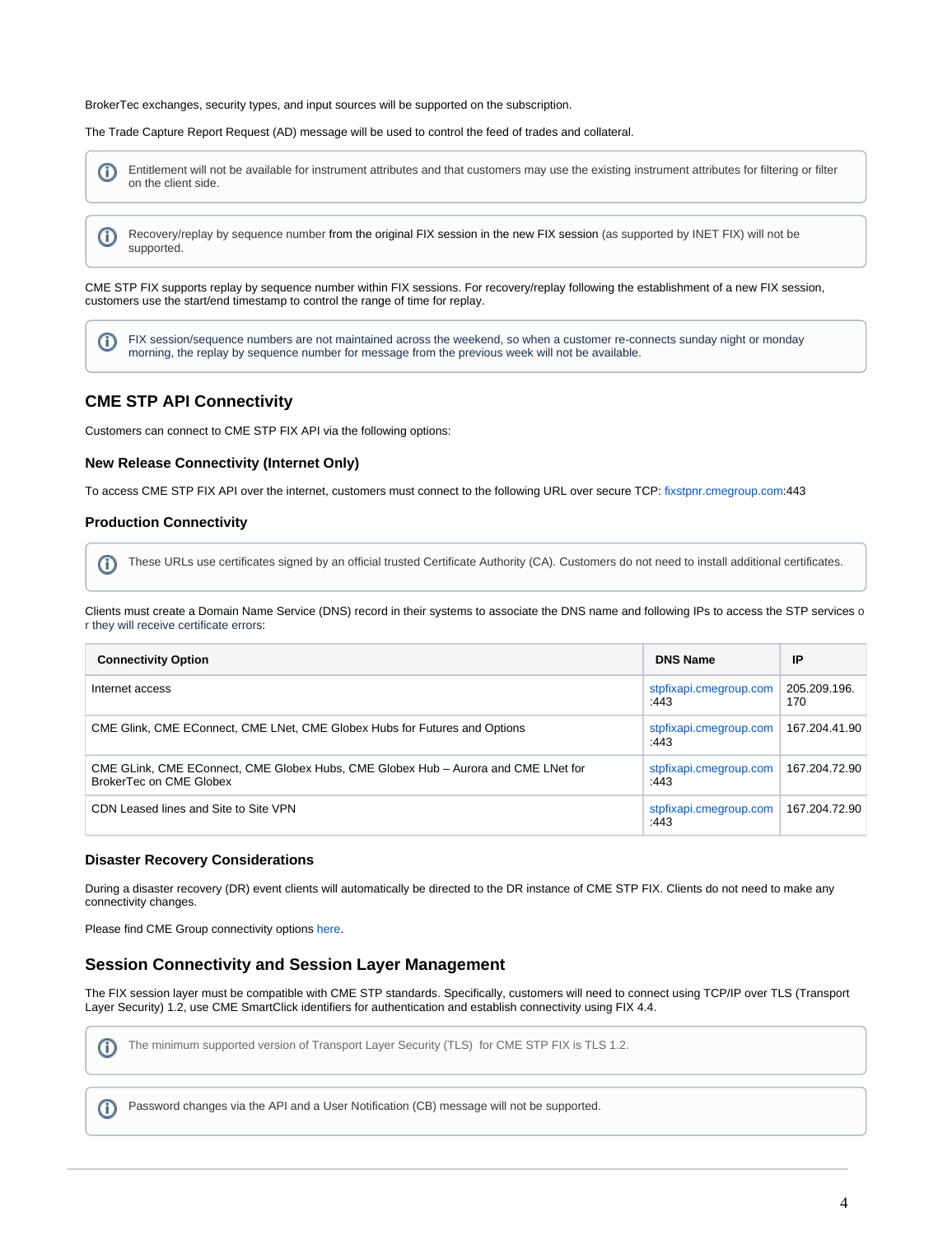BrokerTec exchanges, security types, and input sources will be supported on the subscription.

The Trade Capture Report Request (AD) message will be used to control the feed of trades and collateral.

> Entitlement will not be available for instrument attributes and that customers may use the existing instrument attributes for filtering or filter on the client side.

> Recovery/replay by sequence number from the original FIX session in the new FIX session (as supported by INET FIX) will not be supported.

CME STP FIX supports replay by sequence number within FIX sessions. For recovery/replay following the establishment of a new FIX session, customers use the start/end timestamp to control the range of time for replay.

> FIX session/sequence numbers are not maintained across the weekend, so when a customer re-connects sunday night or monday morning, the replay by sequence number for message from the previous week will not be available.

## CME STP API Connectivity

Customers can connect to CME STP FIX API via the following options:

### New Release Connectivity (Internet Only)

To access CME STP FIX API over the internet, customers must connect to the following URL over secure TCP: fixstpnr.cmegroup.com:443

### Production Connectivity

> These URLs use certificates signed by an official trusted Certificate Authority (CA). Customers do not need to install additional certificates.

Clients must create a Domain Name Service (DNS) record in their systems to associate the DNS name and following IPs to access the STP services or they will receive certificate errors:

| Connectivity Option | DNS Name | IP |
| --- | --- | --- |
| Internet access | stpfixapi.cmegroup.com:443 | 205.209.196.170 |
| CME Glink, CME EConnect, CME LNet, CME Globex Hubs for Futures and Options | stpfixapi.cmegroup.com:443 | 167.204.41.90 |
| CME GLink, CME EConnect, CME Globex Hubs, CME Globex Hub – Aurora and CME LNet for BrokerTec on CME Globex | stpfixapi.cmegroup.com:443 | 167.204.72.90 |
| CDN Leased lines and Site to Site VPN | stpfixapi.cmegroup.com:443 | 167.204.72.90 |

### Disaster Recovery Considerations

During a disaster recovery (DR) event clients will automatically be directed to the DR instance of CME STP FIX. Clients do not need to make any connectivity changes.

Please find CME Group connectivity options here.

## Session Connectivity and Session Layer Management

The FIX session layer must be compatible with CME STP standards. Specifically, customers will need to connect using TCP/IP over TLS (Transport Layer Security) 1.2, use CME SmartClick identifiers for authentication and establish connectivity using FIX 4.4.

> The minimum supported version of Transport Layer Security (TLS) for CME STP FIX is TLS 1.2.

> Password changes via the API and a User Notification (CB) message will not be supported.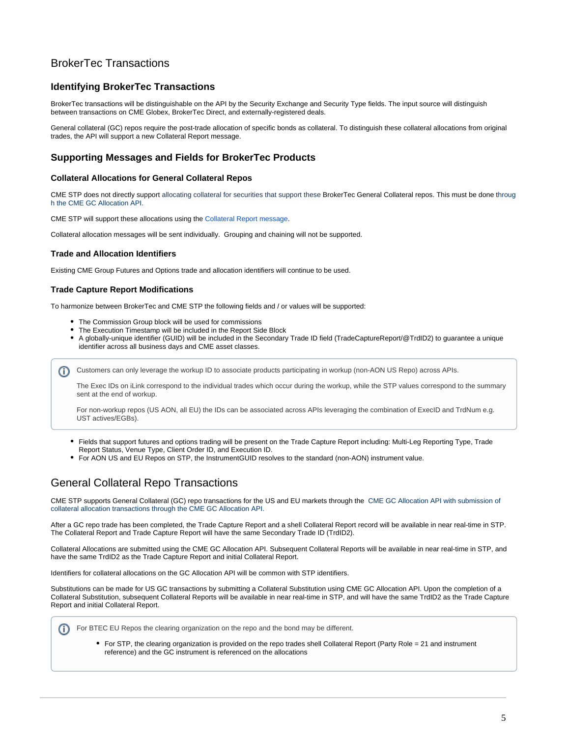# BrokerTec Transactions

## Identifying BrokerTec Transactions

BrokerTec transactions will be distinguishable on the API by the Security Exchange and Security Type fields. The input source will distinguish between transactions on CME Globex, BrokerTec Direct, and externally-registered deals.

General collateral (GC) repos require the post-trade allocation of specific bonds as collateral. To distinguish these collateral allocations from original trades, the API will support a new Collateral Report message.

## Supporting Messages and Fields for BrokerTec Products

### Collateral Allocations for General Collateral Repos

CME STP does not directly support allocating collateral for securities that support these BrokerTec General Collateral repos. This must be done through the CME GC Allocation API.

CME STP will support these allocations using the Collateral Report message.

Collateral allocation messages will be sent individually. Grouping and chaining will not be supported.

### Trade and Allocation Identifiers

Existing CME Group Futures and Options trade and allocation identifiers will continue to be used.

### Trade Capture Report Modifications

To harmonize between BrokerTec and CME STP the following fields and / or values will be supported:

- The Commission Group block will be used for commissions
- The Execution Timestamp will be included in the Report Side Block
- A globally-unique identifier (GUID) will be included in the Secondary Trade ID field (TradeCaptureReport/@TrdID2) to guarantee a unique identifier across all business days and CME asset classes.

> Customers can only leverage the workup ID to associate products participating in workup (non-AON US Repo) across APIs.
>
> The Exec IDs on iLink correspond to the individual trades which occur during the workup, while the STP values correspond to the summary sent at the end of workup.
>
> For non-workup repos (US AON, all EU) the IDs can be associated across APIs leveraging the combination of ExecID and TrdNum e.g. UST actives/EGBs).

- Fields that support futures and options trading will be present on the Trade Capture Report including: Multi-Leg Reporting Type, Trade Report Status, Venue Type, Client Order ID, and Execution ID.
- For AON US and EU Repos on STP, the InstrumentGUID resolves to the standard (non-AON) instrument value.

# General Collateral Repo Transactions

CME STP supports General Collateral (GC) repo transactions for the US and EU markets through the CME GC Allocation API with submission of collateral allocation transactions through the CME GC Allocation API.

After a GC repo trade has been completed, the Trade Capture Report and a shell Collateral Report record will be available in near real-time in STP. The Collateral Report and Trade Capture Report will have the same Secondary Trade ID (TrdID2).

Collateral Allocations are submitted using the CME GC Allocation API. Subsequent Collateral Reports will be available in near real-time in STP, and have the same TrdID2 as the Trade Capture Report and initial Collateral Report.

Identifiers for collateral allocations on the GC Allocation API will be common with STP identifiers.

Substitutions can be made for US GC transactions by submitting a Collateral Substitution using CME GC Allocation API. Upon the completion of a Collateral Substitution, subsequent Collateral Reports will be available in near real-time in STP, and will have the same TrdID2 as the Trade Capture Report and initial Collateral Report.

> For BTEC EU Repos the clearing organization on the repo and the bond may be different.
>
> - For STP, the clearing organization is provided on the repo trades shell Collateral Report (Party Role = 21 and instrument reference) and the GC instrument is referenced on the allocations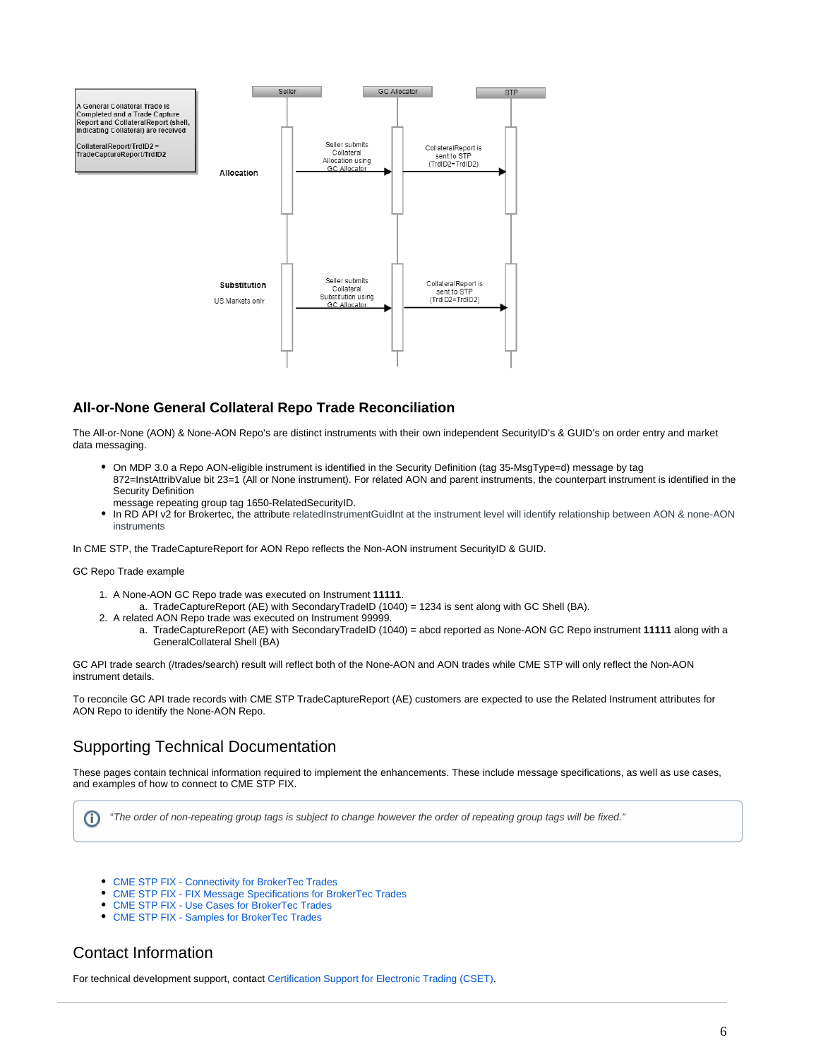A General Collateral Trade is Completed and a Trade Capture Report and CollateralReport (shell, indicating Collateral) are received

CollateralReport/TrdID2 = TradeCaptureReport/TrdID2

| | Seller | GC Allocator | STP |
|---|---|---|---|
| **Allocation** | Seller submits Collateral Allocation using GC Allocator → | CollateralReport is sent to STP (TrdID2=TrdID2) → | |
| **Substitution** US Markets only | Seller submits Collateral Substitution using GC Allocator → | CollateralReport is sent to STP (TrdID2=TrdID2) → | |

## All-or-None General Collateral Repo Trade Reconciliation

The All-or-None (AON) & None-AON Repo's are distinct instruments with their own independent SecurityID's & GUID's on order entry and market data messaging.

- On MDP 3.0 a Repo AON-eligible instrument is identified in the Security Definition (tag 35-MsgType=d) message by tag 872=InstAttribValue bit 23=1 (All or None instrument). For related AON and parent instruments, the counterpart instrument is identified in the Security Definition message repeating group tag 1650-RelatedSecurityID.
- In RD API v2 for Brokertec, the attribute relatedInstrumentGuidInt at the instrument level will identify relationship between AON & none-AON instruments

In CME STP, the TradeCaptureReport for AON Repo reflects the Non-AON instrument SecurityID & GUID.

GC Repo Trade example

1. A None-AON GC Repo trade was executed on Instrument **11111**.
   a. TradeCaptureReport (AE) with SecondaryTradeID (1040) = 1234 is sent along with GC Shell (BA).
2. A related AON Repo trade was executed on Instrument 99999.
   a. TradeCaptureReport (AE) with SecondaryTradeID (1040) = abcd reported as None-AON GC Repo instrument **11111** along with a GeneralCollateral Shell (BA)

GC API trade search (/trades/search) result will reflect both of the None-AON and AON trades while CME STP will only reflect the Non-AON instrument details.

To reconcile GC API trade records with CME STP TradeCaptureReport (AE) customers are expected to use the Related Instrument attributes for AON Repo to identify the None-AON Repo.

## Supporting Technical Documentation

These pages contain technical information required to implement the enhancements. These include message specifications, as well as use cases, and examples of how to connect to CME STP FIX.

> *"The order of non-repeating group tags is subject to change however the order of repeating group tags will be fixed."*

- CME STP FIX - Connectivity for BrokerTec Trades
- CME STP FIX - FIX Message Specifications for BrokerTec Trades
- CME STP FIX - Use Cases for BrokerTec Trades
- CME STP FIX - Samples for BrokerTec Trades

## Contact Information

For technical development support, contact Certification Support for Electronic Trading (CSET).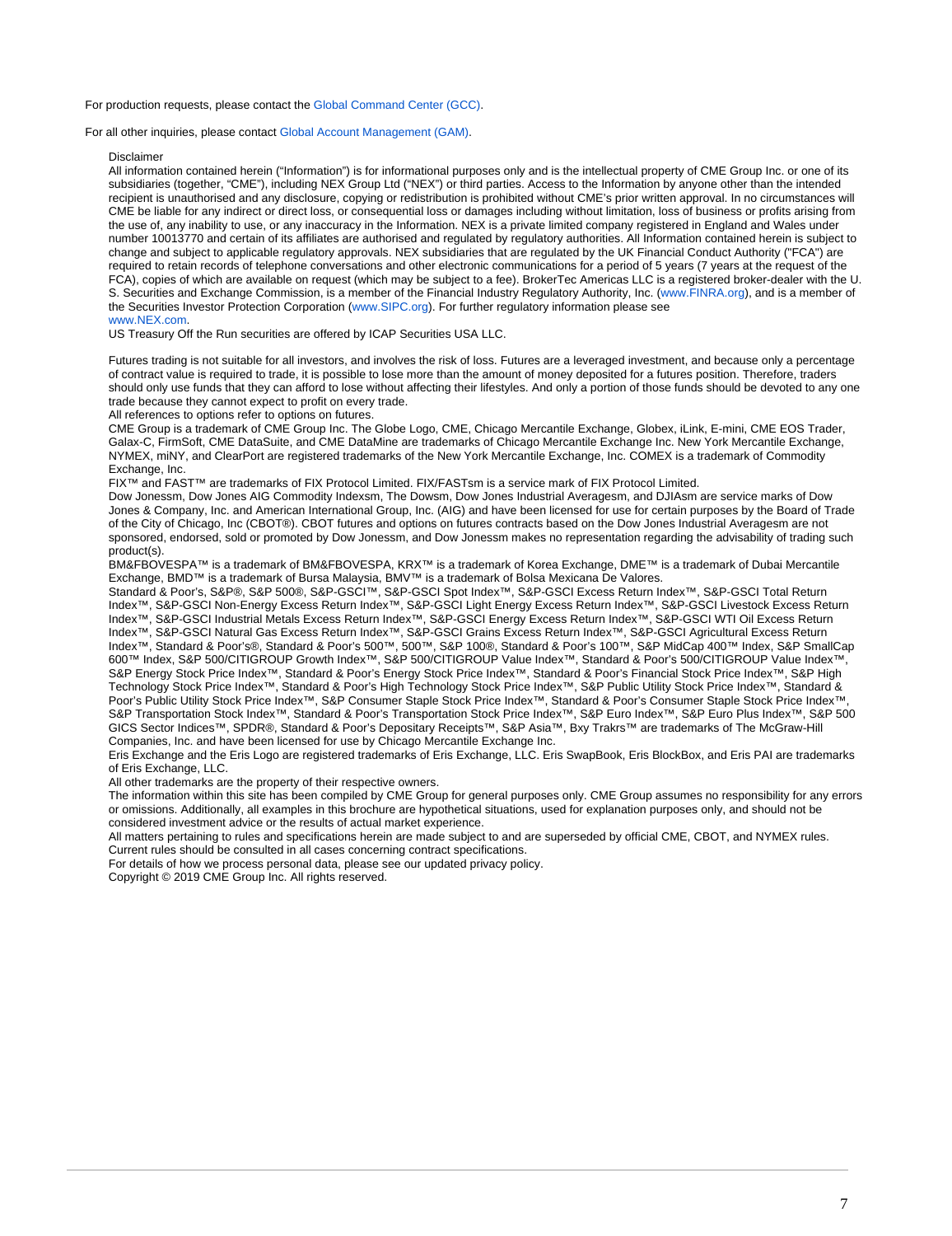For production requests, please contact the Global Command Center (GCC).

For all other inquiries, please contact Global Account Management (GAM).

Disclaimer

All information contained herein ("Information") is for informational purposes only and is the intellectual property of CME Group Inc. or one of its subsidiaries (together, "CME"), including NEX Group Ltd ("NEX") or third parties. Access to the Information by anyone other than the intended recipient is unauthorised and any disclosure, copying or redistribution is prohibited without CME's prior written approval. In no circumstances will CME be liable for any indirect or direct loss, or consequential loss or damages including without limitation, loss of business or profits arising from the use of, any inability to use, or any inaccuracy in the Information. NEX is a private limited company registered in England and Wales under number 10013770 and certain of its affiliates are authorised and regulated by regulatory authorities. All Information contained herein is subject to change and subject to applicable regulatory approvals. NEX subsidiaries that are regulated by the UK Financial Conduct Authority ("FCA") are required to retain records of telephone conversations and other electronic communications for a period of 5 years (7 years at the request of the FCA), copies of which are available on request (which may be subject to a fee). BrokerTec Americas LLC is a registered broker-dealer with the U. S. Securities and Exchange Commission, is a member of the Financial Industry Regulatory Authority, Inc. (www.FINRA.org), and is a member of the Securities Investor Protection Corporation (www.SIPC.org). For further regulatory information please see www.NEX.com.

US Treasury Off the Run securities are offered by ICAP Securities USA LLC.

Futures trading is not suitable for all investors, and involves the risk of loss. Futures are a leveraged investment, and because only a percentage of contract value is required to trade, it is possible to lose more than the amount of money deposited for a futures position. Therefore, traders should only use funds that they can afford to lose without affecting their lifestyles. And only a portion of those funds should be devoted to any one trade because they cannot expect to profit on every trade.

All references to options refer to options on futures.

CME Group is a trademark of CME Group Inc. The Globe Logo, CME, Chicago Mercantile Exchange, Globex, iLink, E-mini, CME EOS Trader, Galax-C, FirmSoft, CME DataSuite, and CME DataMine are trademarks of Chicago Mercantile Exchange Inc. New York Mercantile Exchange, NYMEX, miNY, and ClearPort are registered trademarks of the New York Mercantile Exchange, Inc. COMEX is a trademark of Commodity Exchange, Inc.

FIX™ and FAST™ are trademarks of FIX Protocol Limited. FIX/FASTsm is a service mark of FIX Protocol Limited.

Dow Jonessm, Dow Jones AIG Commodity Indexsm, The Dowsm, Dow Jones Industrial Averagesm, and DJIAsm are service marks of Dow Jones & Company, Inc. and American International Group, Inc. (AIG) and have been licensed for use for certain purposes by the Board of Trade of the City of Chicago, Inc (CBOT®). CBOT futures and options on futures contracts based on the Dow Jones Industrial Averagesm are not sponsored, endorsed, sold or promoted by Dow Jonessm, and Dow Jonessm makes no representation regarding the advisability of trading such product(s).

BM&FBOVESPA™ is a trademark of BM&FBOVESPA, KRX™ is a trademark of Korea Exchange, DME™ is a trademark of Dubai Mercantile Exchange, BMD™ is a trademark of Bursa Malaysia, BMV™ is a trademark of Bolsa Mexicana De Valores.

Standard & Poor's, S&P®, S&P 500®, S&P-GSCI™, S&P-GSCI Spot Index™, S&P-GSCI Excess Return Index™, S&P-GSCI Total Return Index™, S&P-GSCI Non-Energy Excess Return Index™, S&P-GSCI Light Energy Excess Return Index™, S&P-GSCI Livestock Excess Return Index™, S&P-GSCI Industrial Metals Excess Return Index™, S&P-GSCI Energy Excess Return Index™, S&P-GSCI WTI Oil Excess Return Index™, S&P-GSCI Natural Gas Excess Return Index™, S&P-GSCI Grains Excess Return Index™, S&P-GSCI Agricultural Excess Return Index™, Standard & Poor's®, Standard & Poor's 500™, 500™, S&P 100®, Standard & Poor's 100™, S&P MidCap 400™ Index, S&P SmallCap 600™ Index, S&P 500/CITIGROUP Growth Index™, S&P 500/CITIGROUP Value Index™, Standard & Poor's 500/CITIGROUP Value Index™, S&P Energy Stock Price Index™, Standard & Poor's Energy Stock Price Index™, Standard & Poor's Financial Stock Price Index™, S&P High Technology Stock Price Index™, Standard & Poor's High Technology Stock Price Index™, S&P Public Utility Stock Price Index™, Standard & Poor's Public Utility Stock Price Index™, S&P Consumer Staple Stock Price Index™, Standard & Poor's Consumer Staple Stock Price Index™, S&P Transportation Stock Index™, Standard & Poor's Transportation Stock Price Index™, S&P Euro Index™, S&P Euro Plus Index™, S&P 500 GICS Sector Indices™, SPDR®, Standard & Poor's Depositary Receipts™, S&P Asia™, Bxy Trakrs™ are trademarks of The McGraw-Hill Companies, Inc. and have been licensed for use by Chicago Mercantile Exchange Inc.

Eris Exchange and the Eris Logo are registered trademarks of Eris Exchange, LLC. Eris SwapBook, Eris BlockBox, and Eris PAI are trademarks of Eris Exchange, LLC.

All other trademarks are the property of their respective owners.

The information within this site has been compiled by CME Group for general purposes only. CME Group assumes no responsibility for any errors or omissions. Additionally, all examples in this brochure are hypothetical situations, used for explanation purposes only, and should not be considered investment advice or the results of actual market experience.

All matters pertaining to rules and specifications herein are made subject to and are superseded by official CME, CBOT, and NYMEX rules. Current rules should be consulted in all cases concerning contract specifications.

For details of how we process personal data, please see our updated privacy policy.

Copyright © 2019 CME Group Inc. All rights reserved.